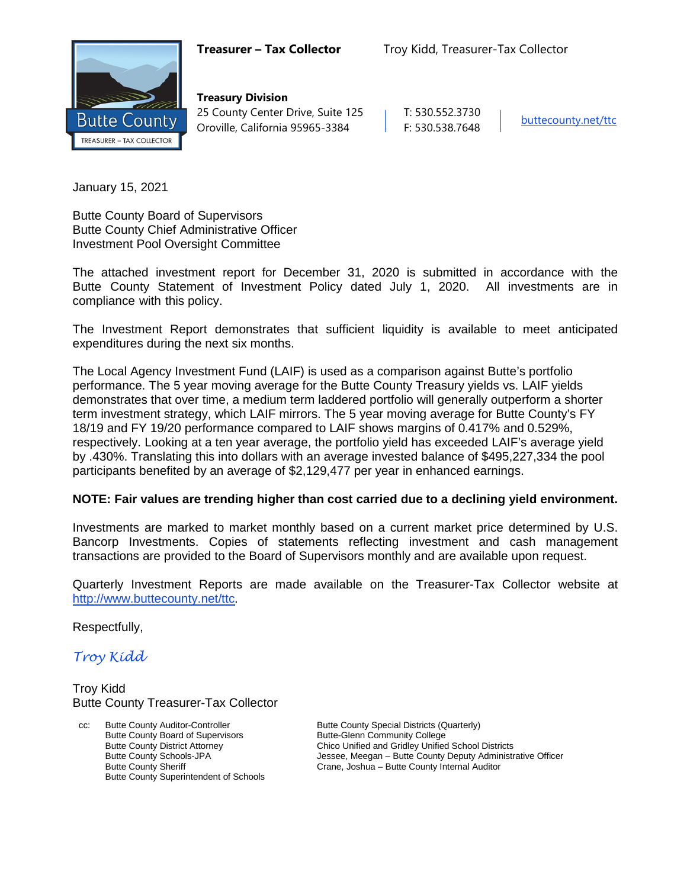**Treasurer – Tax Collector** Troy Kidd, Treasurer-Tax Collector

Butte County
TREASURER – TAX COLLECTOR

**Treasury Division**
25 County Center Drive, Suite 125
Oroville, California 95965-3384

T: 530.552.3730
F: 530.538.7648

buttecounty.net/ttc

January 15, 2021

Butte County Board of Supervisors
Butte County Chief Administrative Officer
Investment Pool Oversight Committee

The attached investment report for December 31, 2020 is submitted in accordance with the Butte County Statement of Investment Policy dated July 1, 2020. All investments are in compliance with this policy.

The Investment Report demonstrates that sufficient liquidity is available to meet anticipated expenditures during the next six months.

The Local Agency Investment Fund (LAIF) is used as a comparison against Butte's portfolio performance. The 5 year moving average for the Butte County Treasury yields vs. LAIF yields demonstrates that over time, a medium term laddered portfolio will generally outperform a shorter term investment strategy, which LAIF mirrors. The 5 year moving average for Butte County's FY 18/19 and FY 19/20 performance compared to LAIF shows margins of 0.417% and 0.529%, respectively. Looking at a ten year average, the portfolio yield has exceeded LAIF's average yield by .430%. Translating this into dollars with an average invested balance of $495,227,334 the pool participants benefited by an average of $2,129,477 per year in enhanced earnings.

**NOTE: Fair values are trending higher than cost carried due to a declining yield environment.**

Investments are marked to market monthly based on a current market price determined by U.S. Bancorp Investments. Copies of statements reflecting investment and cash management transactions are provided to the Board of Supervisors monthly and are available upon request.

Quarterly Investment Reports are made available on the Treasurer-Tax Collector website at http://www.buttecounty.net/ttc.

Respectfully,

*Troy Kidd*

Troy Kidd
Butte County Treasurer-Tax Collector

cc:
Butte County Auditor-Controller
Butte County Board of Supervisors
Butte County District Attorney
Butte County Schools-JPA
Butte County Sheriff
Butte County Superintendent of Schools
Butte County Special Districts (Quarterly)
Butte-Glenn Community College
Chico Unified and Gridley Unified School Districts
Jessee, Meegan – Butte County Deputy Administrative Officer
Crane, Joshua – Butte County Internal Auditor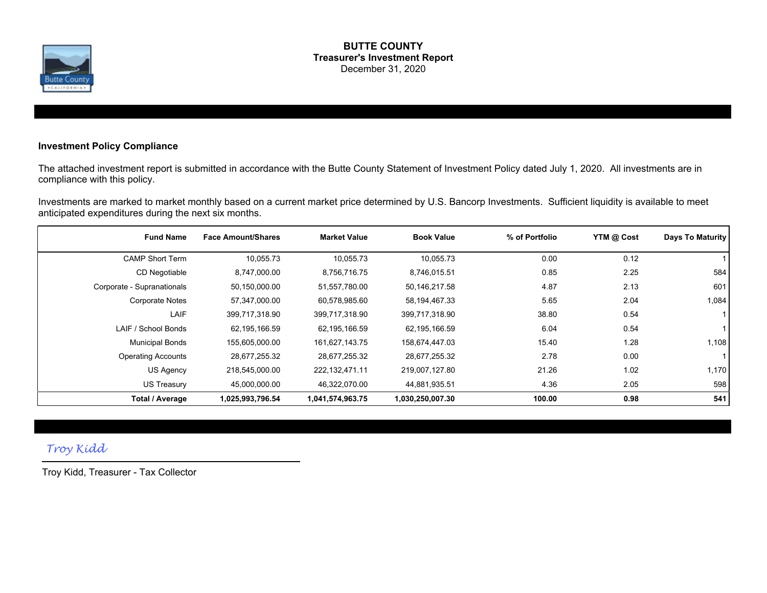# BUTTE COUNTY
## Treasurer's Investment Report
December 31, 2020

### Investment Policy Compliance

The attached investment report is submitted in accordance with the Butte County Statement of Investment Policy dated July 1, 2020. All investments are in compliance with this policy.

Investments are marked to market monthly based on a current market price determined by U.S. Bancorp Investments. Sufficient liquidity is available to meet anticipated expenditures during the next six months.

| Fund Name | Face Amount/Shares | Market Value | Book Value | % of Portfolio | YTM @ Cost | Days To Maturity |
|---|---|---|---|---|---|---|
| CAMP Short Term | 10,055.73 | 10,055.73 | 10,055.73 | 0.00 | 0.12 | 1 |
| CD Negotiable | 8,747,000.00 | 8,756,716.75 | 8,746,015.51 | 0.85 | 2.25 | 584 |
| Corporate - Supranationals | 50,150,000.00 | 51,557,780.00 | 50,146,217.58 | 4.87 | 2.13 | 601 |
| Corporate Notes | 57,347,000.00 | 60,578,985.60 | 58,194,467.33 | 5.65 | 2.04 | 1,084 |
| LAIF | 399,717,318.90 | 399,717,318.90 | 399,717,318.90 | 38.80 | 0.54 | 1 |
| LAIF / School Bonds | 62,195,166.59 | 62,195,166.59 | 62,195,166.59 | 6.04 | 0.54 | 1 |
| Municipal Bonds | 155,605,000.00 | 161,627,143.75 | 158,674,447.03 | 15.40 | 1.28 | 1,108 |
| Operating Accounts | 28,677,255.32 | 28,677,255.32 | 28,677,255.32 | 2.78 | 0.00 | 1 |
| US Agency | 218,545,000.00 | 222,132,471.11 | 219,007,127.80 | 21.26 | 1.02 | 1,170 |
| US Treasury | 45,000,000.00 | 46,322,070.00 | 44,881,935.51 | 4.36 | 2.05 | 598 |
| **Total / Average** | **1,025,993,796.54** | **1,041,574,963.75** | **1,030,250,007.30** | **100.00** | **0.98** | **541** |

*Troy Kidd*

Troy Kidd, Treasurer - Tax Collector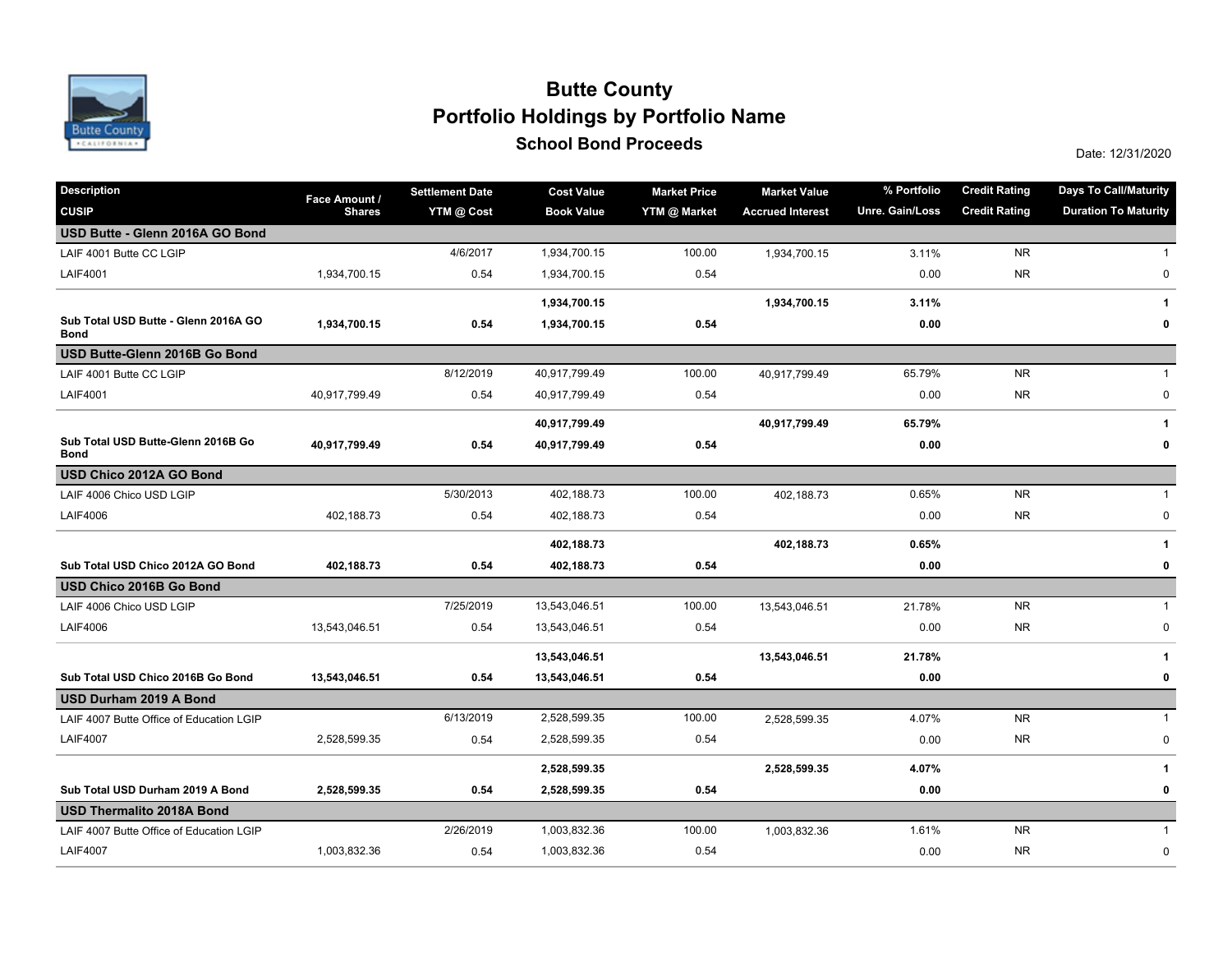# Butte County

## Portfolio Holdings by Portfolio Name

### School Bond Proceeds

Date: 12/31/2020

| Description<br>CUSIP | Face Amount / Shares | Settlement Date<br>YTM @ Cost | Cost Value<br>Book Value | Market Price<br>YTM @ Market | Market Value<br>Accrued Interest | % Portfolio<br>Unre. Gain/Loss | Credit Rating<br>Credit Rating | Days To Call/Maturity<br>Duration To Maturity |
|---|---|---|---|---|---|---|---|---|
| **USD Butte - Glenn 2016A GO Bond** | | | | | | | | |
| LAIF 4001 Butte CC LGIP | | 4/6/2017 | 1,934,700.15 | 100.00 | 1,934,700.15 | 3.11% | NR | 1 |
| LAIF4001 | 1,934,700.15 | 0.54 | 1,934,700.15 | 0.54 | | 0.00 | NR | 0 |
| | | | **1,934,700.15** | | **1,934,700.15** | **3.11%** | | **1** |
| **Sub Total USD Butte - Glenn 2016A GO Bond** | **1,934,700.15** | **0.54** | **1,934,700.15** | **0.54** | | **0.00** | | **0** |
| **USD Butte-Glenn 2016B Go Bond** | | | | | | | | |
| LAIF 4001 Butte CC LGIP | | 8/12/2019 | 40,917,799.49 | 100.00 | 40,917,799.49 | 65.79% | NR | 1 |
| LAIF4001 | 40,917,799.49 | 0.54 | 40,917,799.49 | 0.54 | | 0.00 | NR | 0 |
| | | | **40,917,799.49** | | **40,917,799.49** | **65.79%** | | **1** |
| **Sub Total USD Butte-Glenn 2016B Go Bond** | **40,917,799.49** | **0.54** | **40,917,799.49** | **0.54** | | **0.00** | | **0** |
| **USD Chico 2012A GO Bond** | | | | | | | | |
| LAIF 4006 Chico USD LGIP | | 5/30/2013 | 402,188.73 | 100.00 | 402,188.73 | 0.65% | NR | 1 |
| LAIF4006 | 402,188.73 | 0.54 | 402,188.73 | 0.54 | | 0.00 | NR | 0 |
| | | | **402,188.73** | | **402,188.73** | **0.65%** | | **1** |
| **Sub Total USD Chico 2012A GO Bond** | **402,188.73** | **0.54** | **402,188.73** | **0.54** | | **0.00** | | **0** |
| **USD Chico 2016B Go Bond** | | | | | | | | |
| LAIF 4006 Chico USD LGIP | | 7/25/2019 | 13,543,046.51 | 100.00 | 13,543,046.51 | 21.78% | NR | 1 |
| LAIF4006 | 13,543,046.51 | 0.54 | 13,543,046.51 | 0.54 | | 0.00 | NR | 0 |
| | | | **13,543,046.51** | | **13,543,046.51** | **21.78%** | | **1** |
| **Sub Total USD Chico 2016B Go Bond** | **13,543,046.51** | **0.54** | **13,543,046.51** | **0.54** | | **0.00** | | **0** |
| **USD Durham 2019 A Bond** | | | | | | | | |
| LAIF 4007 Butte Office of Education LGIP | | 6/13/2019 | 2,528,599.35 | 100.00 | 2,528,599.35 | 4.07% | NR | 1 |
| LAIF4007 | 2,528,599.35 | 0.54 | 2,528,599.35 | 0.54 | | 0.00 | NR | 0 |
| | | | **2,528,599.35** | | **2,528,599.35** | **4.07%** | | **1** |
| **Sub Total USD Durham 2019 A Bond** | **2,528,599.35** | **0.54** | **2,528,599.35** | **0.54** | | **0.00** | | **0** |
| **USD Thermalito 2018A Bond** | | | | | | | | |
| LAIF 4007 Butte Office of Education LGIP | | 2/26/2019 | 1,003,832.36 | 100.00 | 1,003,832.36 | 1.61% | NR | 1 |
| LAIF4007 | 1,003,832.36 | 0.54 | 1,003,832.36 | 0.54 | | 0.00 | NR | 0 |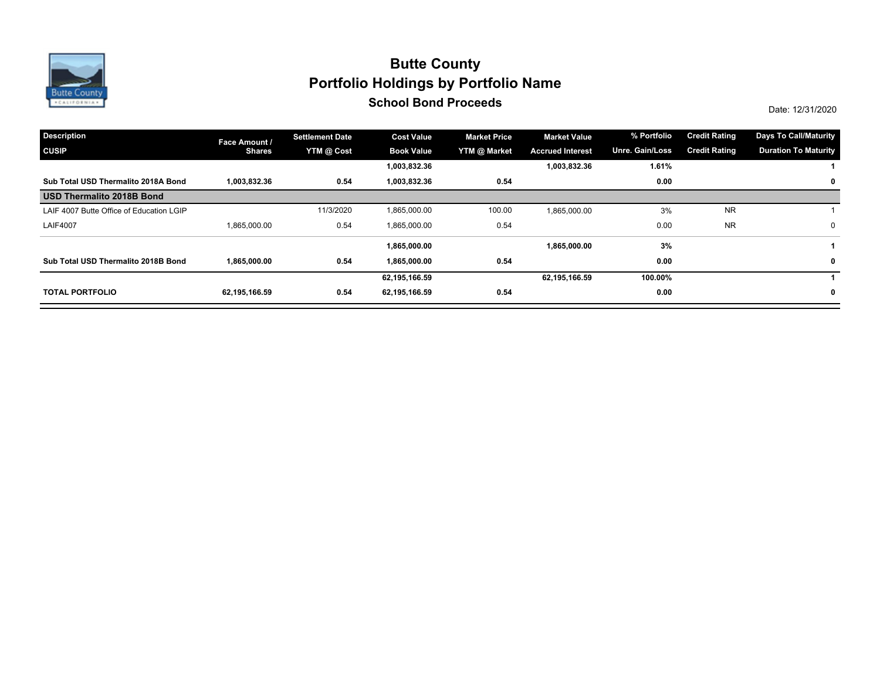# Butte County

## Portfolio Holdings by Portfolio Name

### School Bond Proceeds

Date: 12/31/2020

| Description / CUSIP | Face Amount / Shares | Settlement Date / YTM @ Cost | Cost Value / Book Value | Market Price / YTM @ Market | Market Value / Accrued Interest | % Portfolio / Unre. Gain/Loss | Credit Rating / Credit Rating | Days To Call/Maturity / Duration To Maturity |
|---|---|---|---|---|---|---|---|---|
| | | | **1,003,832.36** | | **1,003,832.36** | **1.61%** | | **1** |
| **Sub Total USD Thermalito 2018A Bond** | **1,003,832.36** | **0.54** | **1,003,832.36** | **0.54** | | **0.00** | | **0** |
| **USD Thermalito 2018B Bond** | | | | | | | | |
| LAIF 4007 Butte Office of Education LGIP | | 11/3/2020 | 1,865,000.00 | 100.00 | 1,865,000.00 | 3% | NR | 1 |
| LAIF4007 | 1,865,000.00 | 0.54 | 1,865,000.00 | 0.54 | | 0.00 | NR | 0 |
| | | | **1,865,000.00** | | **1,865,000.00** | **3%** | | **1** |
| **Sub Total USD Thermalito 2018B Bond** | **1,865,000.00** | **0.54** | **1,865,000.00** | **0.54** | | **0.00** | | **0** |
| | | | **62,195,166.59** | | **62,195,166.59** | **100.00%** | | **1** |
| **TOTAL PORTFOLIO** | **62,195,166.59** | **0.54** | **62,195,166.59** | **0.54** | | **0.00** | | **0** |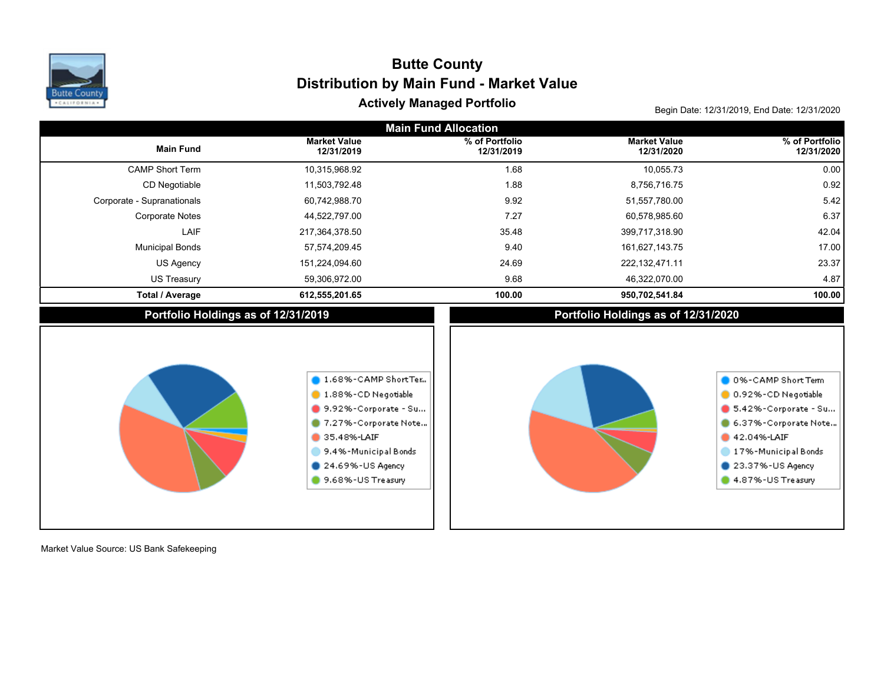# Butte County

## Distribution by Main Fund - Market Value

### Actively Managed Portfolio

Begin Date: 12/31/2019, End Date: 12/31/2020

**Main Fund Allocation**

| Main Fund | Market Value 12/31/2019 | % of Portfolio 12/31/2019 | Market Value 12/31/2020 | % of Portfolio 12/31/2020 |
|---|---|---|---|---|
| CAMP Short Term | 10,315,968.92 | 1.68 | 10,055.73 | 0.00 |
| CD Negotiable | 11,503,792.48 | 1.88 | 8,756,716.75 | 0.92 |
| Corporate - Supranationals | 60,742,988.70 | 9.92 | 51,557,780.00 | 5.42 |
| Corporate Notes | 44,522,797.00 | 7.27 | 60,578,985.60 | 6.37 |
| LAIF | 217,364,378.50 | 35.48 | 399,717,318.90 | 42.04 |
| Municipal Bonds | 57,574,209.45 | 9.40 | 161,627,143.75 | 17.00 |
| US Agency | 151,224,094.60 | 24.69 | 222,132,471.11 | 23.37 |
| US Treasury | 59,306,972.00 | 9.68 | 46,322,070.00 | 4.87 |
| **Total / Average** | **612,555,201.65** | **100.00** | **950,702,541.84** | **100.00** |

**Portfolio Holdings as of 12/31/2019**

1.68%-CAMP Short Ter...
1.88%-CD Negotiable
9.92%-Corporate - Su...
7.27%-Corporate Note...
35.48%-LAIF
9.4%-Municipal Bonds
24.69%-US Agency
9.68%-US Treasury

**Portfolio Holdings as of 12/31/2020**

0%-CAMP Short Term
0.92%-CD Negotiable
5.42%-Corporate - Su...
6.37%-Corporate Note...
42.04%-LAIF
17%-Municipal Bonds
23.37%-US Agency
4.87%-US Treasury

Market Value Source: US Bank Safekeeping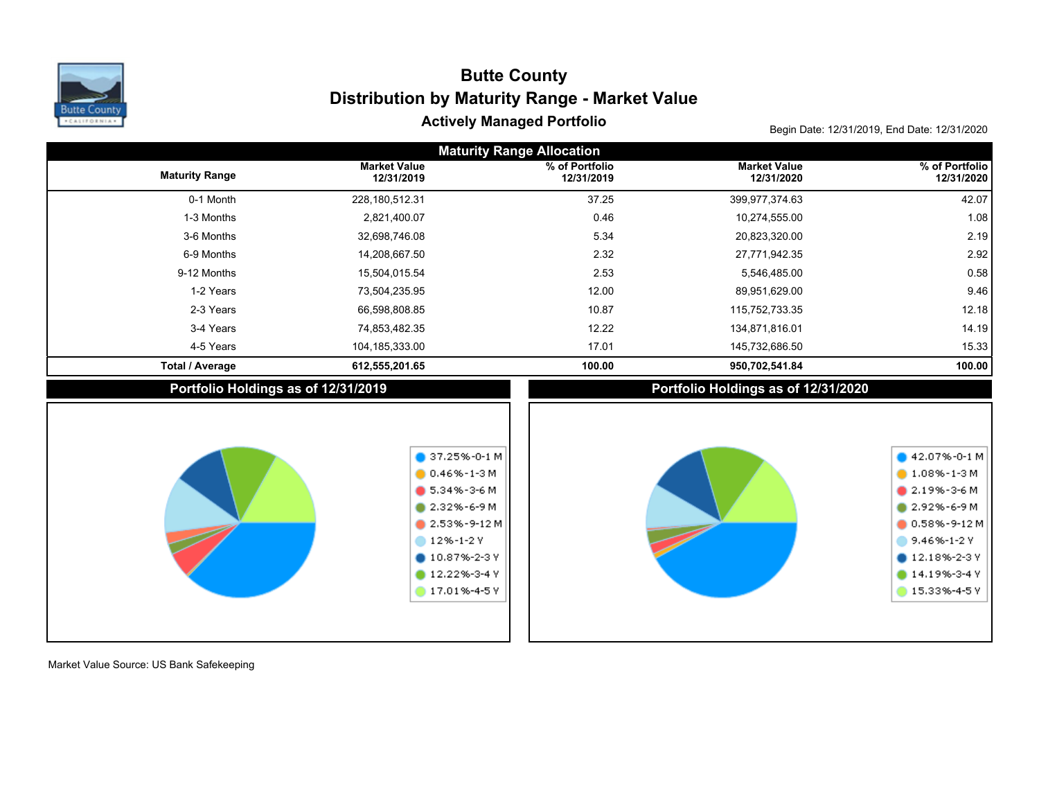# Butte County

## Distribution by Maturity Range - Market Value

### Actively Managed Portfolio

Begin Date: 12/31/2019, End Date: 12/31/2020

**Maturity Range Allocation**

| Maturity Range | Market Value 12/31/2019 | % of Portfolio 12/31/2019 | Market Value 12/31/2020 | % of Portfolio 12/31/2020 |
|---|---|---|---|---|
| 0-1 Month | 228,180,512.31 | 37.25 | 399,977,374.63 | 42.07 |
| 1-3 Months | 2,821,400.07 | 0.46 | 10,274,555.00 | 1.08 |
| 3-6 Months | 32,698,746.08 | 5.34 | 20,823,320.00 | 2.19 |
| 6-9 Months | 14,208,667.50 | 2.32 | 27,771,942.35 | 2.92 |
| 9-12 Months | 15,504,015.54 | 2.53 | 5,546,485.00 | 0.58 |
| 1-2 Years | 73,504,235.95 | 12.00 | 89,951,629.00 | 9.46 |
| 2-3 Years | 66,598,808.85 | 10.87 | 115,752,733.35 | 12.18 |
| 3-4 Years | 74,853,482.35 | 12.22 | 134,871,816.01 | 14.19 |
| 4-5 Years | 104,185,333.00 | 17.01 | 145,732,686.50 | 15.33 |
| **Total / Average** | **612,555,201.65** | **100.00** | **950,702,541.84** | **100.00** |

**Portfolio Holdings as of 12/31/2019**

- 37.25%-0-1 M
- 0.46%-1-3 M
- 5.34%-3-6 M
- 2.32%-6-9 M
- 2.53%-9-12 M
- 12%-1-2 Y
- 10.87%-2-3 Y
- 12.22%-3-4 Y
- 17.01%-4-5 Y

**Portfolio Holdings as of 12/31/2020**

- 42.07%-0-1 M
- 1.08%-1-3 M
- 2.19%-3-6 M
- 2.92%-6-9 M
- 0.58%-9-12 M
- 9.46%-1-2 Y
- 12.18%-2-3 Y
- 14.19%-3-4 Y
- 15.33%-4-5 Y

Market Value Source: US Bank Safekeeping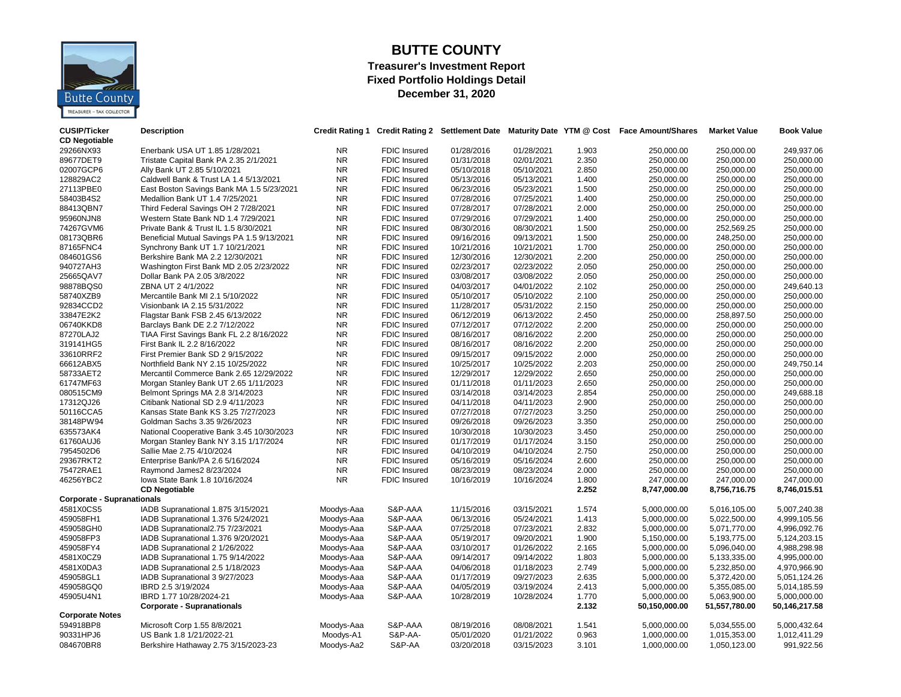# BUTTE COUNTY

### Treasurer's Investment Report
### Fixed Portfolio Holdings Detail
### December 31, 2020

| CUSIP/Ticker | Description | Credit Rating 1 | Credit Rating 2 | Settlement Date | Maturity Date | YTM @ Cost | Face Amount/Shares | Market Value | Book Value |
|---|---|---|---|---|---|---|---|---|---|
| **CD Negotiable** | | | | | | | | | |
| 29266NX93 | Enerbank USA UT 1.85 1/28/2021 | NR | FDIC Insured | 01/28/2016 | 01/28/2021 | 1.903 | 250,000.00 | 250,000.00 | 249,937.06 |
| 89677DET9 | Tristate Capital Bank PA 2.35 2/1/2021 | NR | FDIC Insured | 01/31/2018 | 02/01/2021 | 2.350 | 250,000.00 | 250,000.00 | 250,000.00 |
| 02007GCP6 | Ally Bank UT 2.85 5/10/2021 | NR | FDIC Insured | 05/10/2018 | 05/10/2021 | 2.850 | 250,000.00 | 250,000.00 | 250,000.00 |
| 128829AC2 | Caldwell Bank & Trust LA 1.4 5/13/2021 | NR | FDIC Insured | 05/13/2016 | 05/13/2021 | 1.400 | 250,000.00 | 250,000.00 | 250,000.00 |
| 27113PBE0 | East Boston Savings Bank MA 1.5 5/23/2021 | NR | FDIC Insured | 06/23/2016 | 05/23/2021 | 1.500 | 250,000.00 | 250,000.00 | 250,000.00 |
| 58403B4S2 | Medallion Bank UT 1.4 7/25/2021 | NR | FDIC Insured | 07/28/2016 | 07/25/2021 | 1.400 | 250,000.00 | 250,000.00 | 250,000.00 |
| 88413QBN7 | Third Federal Savings OH 2 7/28/2021 | NR | FDIC Insured | 07/28/2017 | 07/28/2021 | 2.000 | 250,000.00 | 250,000.00 | 250,000.00 |
| 95960NJN8 | Western State Bank ND 1.4 7/29/2021 | NR | FDIC Insured | 07/29/2016 | 07/29/2021 | 1.400 | 250,000.00 | 250,000.00 | 250,000.00 |
| 74267GVM6 | Private Bank & Trust IL 1.5 8/30/2021 | NR | FDIC Insured | 08/30/2016 | 08/30/2021 | 1.500 | 250,000.00 | 252,569.25 | 250,000.00 |
| 08173QBR6 | Beneficial Mutual Savings PA 1.5 9/13/2021 | NR | FDIC Insured | 09/16/2016 | 09/13/2021 | 1.500 | 250,000.00 | 248,250.00 | 250,000.00 |
| 87165FNC4 | Synchrony Bank UT 1.7 10/21/2021 | NR | FDIC Insured | 10/21/2016 | 10/21/2021 | 1.700 | 250,000.00 | 250,000.00 | 250,000.00 |
| 084601GS6 | Berkshire Bank MA 2.2 12/30/2021 | NR | FDIC Insured | 12/30/2016 | 12/30/2021 | 2.200 | 250,000.00 | 250,000.00 | 250,000.00 |
| 940727AH3 | Washington First Bank MD 2.05 2/23/2022 | NR | FDIC Insured | 02/23/2017 | 02/23/2022 | 2.050 | 250,000.00 | 250,000.00 | 250,000.00 |
| 25665QAV7 | Dollar Bank PA 2.05 3/8/2022 | NR | FDIC Insured | 03/08/2017 | 03/08/2022 | 2.050 | 250,000.00 | 250,000.00 | 250,000.00 |
| 98878BQS0 | ZBNA UT 2 4/1/2022 | NR | FDIC Insured | 04/03/2017 | 04/01/2022 | 2.102 | 250,000.00 | 250,000.00 | 249,640.13 |
| 58740XZB9 | Mercantile Bank MI 2.1 5/10/2022 | NR | FDIC Insured | 05/10/2017 | 05/10/2022 | 2.100 | 250,000.00 | 250,000.00 | 250,000.00 |
| 92834CCD2 | Visionbank IA 2.15 5/31/2022 | NR | FDIC Insured | 11/28/2017 | 05/31/2022 | 2.150 | 250,000.00 | 250,000.00 | 250,000.00 |
| 33847E2K2 | Flagstar Bank FSB 2.45 6/13/2022 | NR | FDIC Insured | 06/12/2019 | 06/13/2022 | 2.450 | 250,000.00 | 258,897.50 | 250,000.00 |
| 06740KKD8 | Barclays Bank DE 2.2 7/12/2022 | NR | FDIC Insured | 07/12/2017 | 07/12/2022 | 2.200 | 250,000.00 | 250,000.00 | 250,000.00 |
| 87270LAJ2 | TIAA First Savings Bank FL 2.2 8/16/2022 | NR | FDIC Insured | 08/16/2017 | 08/16/2022 | 2.200 | 250,000.00 | 250,000.00 | 250,000.00 |
| 319141HG5 | First Bank IL 2.2 8/16/2022 | NR | FDIC Insured | 08/16/2017 | 08/16/2022 | 2.200 | 250,000.00 | 250,000.00 | 250,000.00 |
| 33610RRF2 | First Premier Bank SD 2 9/15/2022 | NR | FDIC Insured | 09/15/2017 | 09/15/2022 | 2.000 | 250,000.00 | 250,000.00 | 250,000.00 |
| 66612ABX5 | Northfield Bank NY 2.15 10/25/2022 | NR | FDIC Insured | 10/25/2017 | 10/25/2022 | 2.203 | 250,000.00 | 250,000.00 | 249,750.14 |
| 58733AET2 | Mercantil Commerce Bank 2.65 12/29/2022 | NR | FDIC Insured | 12/29/2017 | 12/29/2022 | 2.650 | 250,000.00 | 250,000.00 | 250,000.00 |
| 61747MF63 | Morgan Stanley Bank UT 2.65 1/11/2023 | NR | FDIC Insured | 01/11/2018 | 01/11/2023 | 2.650 | 250,000.00 | 250,000.00 | 250,000.00 |
| 080515CM9 | Belmont Springs MA 2.8 3/14/2023 | NR | FDIC Insured | 03/14/2018 | 03/14/2023 | 2.854 | 250,000.00 | 250,000.00 | 249,688.18 |
| 17312QJ26 | Citibank National SD 2.9 4/11/2023 | NR | FDIC Insured | 04/11/2018 | 04/11/2023 | 2.900 | 250,000.00 | 250,000.00 | 250,000.00 |
| 50116CCA5 | Kansas State Bank KS 3.25 7/27/2023 | NR | FDIC Insured | 07/27/2018 | 07/27/2023 | 3.250 | 250,000.00 | 250,000.00 | 250,000.00 |
| 38148PW94 | Goldman Sachs 3.35 9/26/2023 | NR | FDIC Insured | 09/26/2018 | 09/26/2023 | 3.350 | 250,000.00 | 250,000.00 | 250,000.00 |
| 635573AK4 | National Cooperative Bank 3.45 10/30/2023 | NR | FDIC Insured | 10/30/2018 | 10/30/2023 | 3.450 | 250,000.00 | 250,000.00 | 250,000.00 |
| 61760AUJ6 | Morgan Stanley Bank NY 3.15 1/17/2024 | NR | FDIC Insured | 01/17/2019 | 01/17/2024 | 3.150 | 250,000.00 | 250,000.00 | 250,000.00 |
| 7954502D6 | Sallie Mae 2.75 4/10/2024 | NR | FDIC Insured | 04/10/2019 | 04/10/2024 | 2.750 | 250,000.00 | 250,000.00 | 250,000.00 |
| 29367RKT2 | Enterprise Bank/PA 2.6 5/16/2024 | NR | FDIC Insured | 05/16/2019 | 05/16/2024 | 2.600 | 250,000.00 | 250,000.00 | 250,000.00 |
| 75472RAE1 | Raymond James2 8/23/2024 | NR | FDIC Insured | 08/23/2019 | 08/23/2024 | 2.000 | 250,000.00 | 250,000.00 | 250,000.00 |
| 46256YBC2 | Iowa State Bank 1.8 10/16/2024 | NR | FDIC Insured | 10/16/2019 | 10/16/2024 | 1.800 | 247,000.00 | 247,000.00 | 247,000.00 |
| | **CD Negotiable** | | | | | **2.252** | **8,747,000.00** | **8,756,716.75** | **8,746,015.51** |
| **Corporate - Supranationals** | | | | | | | | | |
| 4581X0CS5 | IADB Supranational 1.875 3/15/2021 | Moodys-Aaa | S&P-AAA | 11/15/2016 | 03/15/2021 | 1.574 | 5,000,000.00 | 5,016,105.00 | 5,007,240.38 |
| 459058FH1 | IADB Supranational 1.376 5/24/2021 | Moodys-Aaa | S&P-AAA | 06/13/2016 | 05/24/2021 | 1.413 | 5,000,000.00 | 5,022,500.00 | 4,999,105.56 |
| 459058GH0 | IADB Supranational2.75 7/23/2021 | Moodys-Aaa | S&P-AAA | 07/25/2018 | 07/23/2021 | 2.832 | 5,000,000.00 | 5,071,770.00 | 4,996,092.76 |
| 459058FP3 | IADB Supranational 1.376 9/20/2021 | Moodys-Aaa | S&P-AAA | 05/19/2017 | 09/20/2021 | 1.900 | 5,150,000.00 | 5,193,775.00 | 5,124,203.15 |
| 459058FY4 | IADB Supranational 2 1/26/2022 | Moodys-Aaa | S&P-AAA | 03/10/2017 | 01/26/2022 | 2.165 | 5,000,000.00 | 5,096,040.00 | 4,988,298.98 |
| 4581X0CZ9 | IADB Supranational 1.75 9/14/2022 | Moodys-Aaa | S&P-AAA | 09/14/2017 | 09/14/2022 | 1.803 | 5,000,000.00 | 5,133,335.00 | 4,995,000.00 |
| 4581X0DA3 | IADB Supranational 2.5 1/18/2023 | Moodys-Aaa | S&P-AAA | 04/06/2018 | 01/18/2023 | 2.749 | 5,000,000.00 | 5,232,850.00 | 4,970,966.90 |
| 459058GL1 | IADB Supranational 3 9/27/2023 | Moodys-Aaa | S&P-AAA | 01/17/2019 | 09/27/2023 | 2.635 | 5,000,000.00 | 5,372,420.00 | 5,051,124.26 |
| 459058GQ0 | IBRD 2.5 3/19/2024 | Moodys-Aaa | S&P-AAA | 04/05/2019 | 03/19/2024 | 2.413 | 5,000,000.00 | 5,355,085.00 | 5,014,185.59 |
| 45905U4N1 | IBRD 1.77 10/28/2024-21 | Moodys-Aaa | S&P-AAA | 10/28/2019 | 10/28/2024 | 1.770 | 5,000,000.00 | 5,063,900.00 | 5,000,000.00 |
| | **Corporate - Supranationals** | | | | | **2.132** | **50,150,000.00** | **51,557,780.00** | **50,146,217.58** |
| **Corporate Notes** | | | | | | | | | |
| 594918BP8 | Microsoft Corp 1.55 8/8/2021 | Moodys-Aaa | S&P-AAA | 08/19/2016 | 08/08/2021 | 1.541 | 5,000,000.00 | 5,034,555.00 | 5,000,432.64 |
| 90331HPJ6 | US Bank 1.8 1/21/2022-21 | Moodys-A1 | S&P-AA- | 05/01/2020 | 01/21/2022 | 0.963 | 1,000,000.00 | 1,015,353.00 | 1,012,411.29 |
| 084670BR8 | Berkshire Hathaway 2.75 3/15/2023-23 | Moodys-Aa2 | S&P-AA | 03/20/2018 | 03/15/2023 | 3.101 | 1,000,000.00 | 1,050,123.00 | 991,922.56 |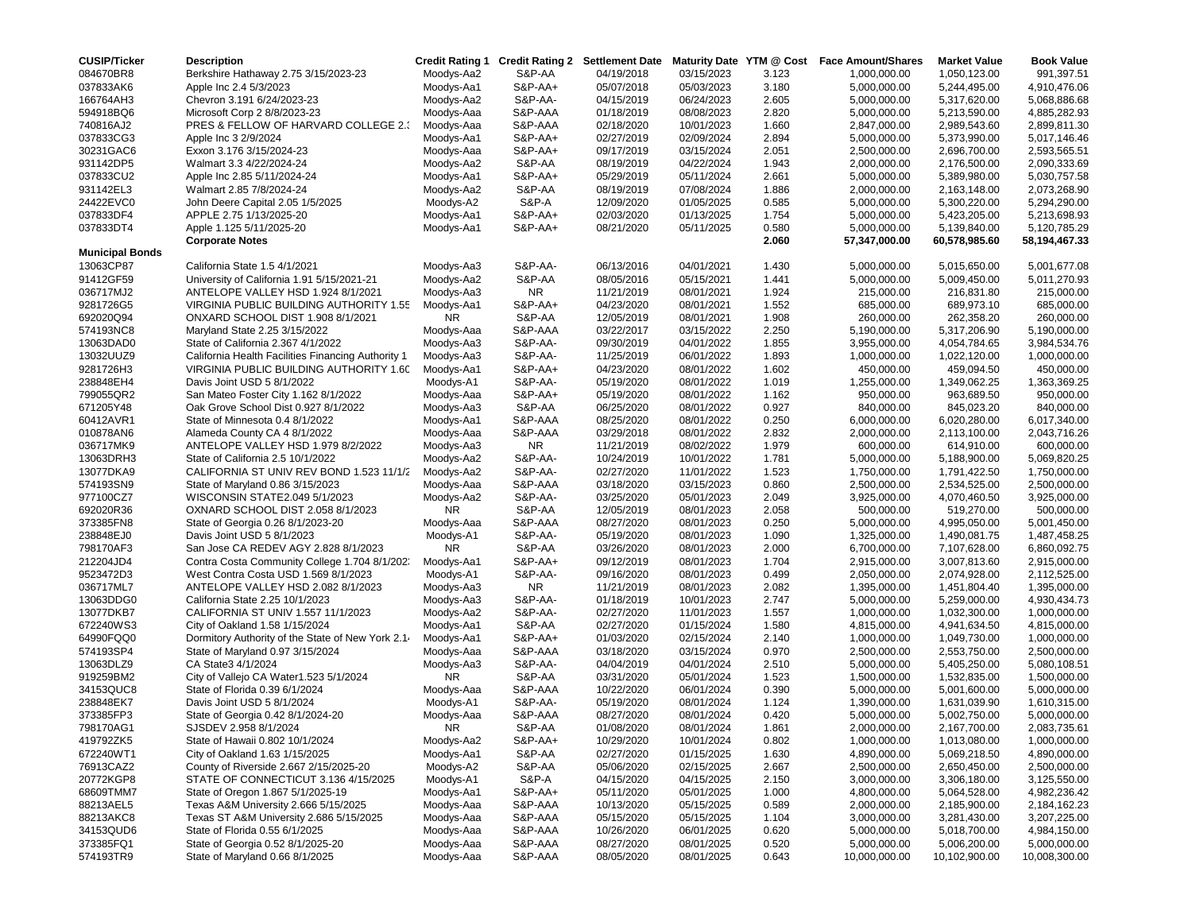| CUSIP/Ticker | Description | Credit Rating 1 | Credit Rating 2 | Settlement Date | Maturity Date | YTM @ Cost | Face Amount/Shares | Market Value | Book Value |
|---|---|---|---|---|---|---|---|---|---|
| 084670BR8 | Berkshire Hathaway 2.75 3/15/2023-23 | Moodys-Aa2 | S&P-AA | 04/19/2018 | 03/15/2023 | 3.123 | 1,000,000.00 | 1,050,123.00 | 991,397.51 |
| 037833AK6 | Apple Inc 2.4 5/3/2023 | Moodys-Aa1 | S&P-AA+ | 05/07/2018 | 05/03/2023 | 3.180 | 5,000,000.00 | 5,244,495.00 | 4,910,476.06 |
| 166764AH3 | Chevron 3.191 6/24/2023-23 | Moodys-Aa2 | S&P-AA- | 04/15/2019 | 06/24/2023 | 2.605 | 5,000,000.00 | 5,317,620.00 | 5,068,886.68 |
| 594918BQ6 | Microsoft Corp 2 8/8/2023-23 | Moodys-Aaa | S&P-AAA | 01/18/2019 | 08/08/2023 | 2.820 | 5,000,000.00 | 5,213,590.00 | 4,885,282.93 |
| 740816AJ2 | PRES & FELLOW OF HARVARD COLLEGE 2.: | Moodys-Aaa | S&P-AAA | 02/18/2020 | 10/01/2023 | 1.660 | 2,847,000.00 | 2,989,543.60 | 2,899,811.30 |
| 037833CG3 | Apple Inc 3 2/9/2024 | Moodys-Aa1 | S&P-AA+ | 02/27/2019 | 02/09/2024 | 2.894 | 5,000,000.00 | 5,373,990.00 | 5,017,146.46 |
| 30231GAC6 | Exxon 3.176 3/15/2024-23 | Moodys-Aaa | S&P-AA+ | 09/17/2019 | 03/15/2024 | 2.051 | 2,500,000.00 | 2,696,700.00 | 2,593,565.51 |
| 931142DP5 | Walmart 3.3 4/22/2024-24 | Moodys-Aa2 | S&P-AA | 08/19/2019 | 04/22/2024 | 1.943 | 2,000,000.00 | 2,176,500.00 | 2,090,333.69 |
| 037833CU2 | Apple Inc 2.85 5/11/2024-24 | Moodys-Aa1 | S&P-AA+ | 05/29/2019 | 05/11/2024 | 2.661 | 5,000,000.00 | 5,389,980.00 | 5,030,757.58 |
| 931142EL3 | Walmart 2.85 7/8/2024-24 | Moodys-Aa2 | S&P-AA | 08/19/2019 | 07/08/2024 | 1.886 | 2,000,000.00 | 2,163,148.00 | 2,073,268.90 |
| 24422EVC0 | John Deere Capital 2.05 1/5/2025 | Moodys-A2 | S&P-A | 12/09/2020 | 01/05/2025 | 0.585 | 5,000,000.00 | 5,300,220.00 | 5,294,290.00 |
| 037833DF4 | APPLE 2.75 1/13/2025-20 | Moodys-Aa1 | S&P-AA+ | 02/03/2020 | 01/13/2025 | 1.754 | 5,000,000.00 | 5,423,205.00 | 5,213,698.93 |
| 037833DT4 | Apple 1.125 5/11/2025-20 | Moodys-Aa1 | S&P-AA+ | 08/21/2020 | 05/11/2025 | 0.580 | 5,000,000.00 | 5,139,840.00 | 5,120,785.29 |
| | **Corporate Notes** | | | | | **2.060** | **57,347,000.00** | **60,578,985.60** | **58,194,467.33** |
| **Municipal Bonds** | | | | | | | | | |
| 13063CP87 | California State 1.5 4/1/2021 | Moodys-Aa3 | S&P-AA- | 06/13/2016 | 04/01/2021 | 1.430 | 5,000,000.00 | 5,015,650.00 | 5,001,677.08 |
| 91412GF59 | University of California 1.91 5/15/2021-21 | Moodys-Aa2 | S&P-AA | 08/05/2016 | 05/15/2021 | 1.441 | 5,000,000.00 | 5,009,450.00 | 5,011,270.93 |
| 036717MJ2 | ANTELOPE VALLEY HSD 1.924 8/1/2021 | Moodys-Aa3 | NR | 11/21/2019 | 08/01/2021 | 1.924 | 215,000.00 | 216,831.80 | 215,000.00 |
| 9281726G5 | VIRGINIA PUBLIC BUILDING AUTHORITY 1.55 | Moodys-Aa1 | S&P-AA+ | 04/23/2020 | 08/01/2021 | 1.552 | 685,000.00 | 689,973.10 | 685,000.00 |
| 692020Q94 | ONXARD SCHOOL DIST 1.908 8/1/2021 | NR | S&P-AA | 12/05/2019 | 08/01/2021 | 1.908 | 260,000.00 | 262,358.20 | 260,000.00 |
| 574193NC8 | Maryland State 2.25 3/15/2022 | Moodys-Aaa | S&P-AAA | 03/22/2017 | 03/15/2022 | 2.250 | 5,190,000.00 | 5,317,206.90 | 5,190,000.00 |
| 13063DAD0 | State of California 2.367 4/1/2022 | Moodys-Aa3 | S&P-AA- | 09/30/2019 | 04/01/2022 | 1.855 | 3,955,000.00 | 4,054,784.65 | 3,984,534.76 |
| 13032UUZ9 | California Health Facilities Financing Authority 1 | Moodys-Aa3 | S&P-AA- | 11/25/2019 | 06/01/2022 | 1.893 | 1,000,000.00 | 1,022,120.00 | 1,000,000.00 |
| 9281726H3 | VIRGINIA PUBLIC BUILDING AUTHORITY 1.60 | Moodys-Aa1 | S&P-AA+ | 04/23/2020 | 08/01/2022 | 1.602 | 450,000.00 | 459,094.50 | 450,000.00 |
| 238848EH4 | Davis Joint USD 5 8/1/2022 | Moodys-A1 | S&P-AA- | 05/19/2020 | 08/01/2022 | 1.019 | 1,255,000.00 | 1,349,062.25 | 1,363,369.25 |
| 799055QR2 | San Mateo Foster City 1.162 8/1/2022 | Moodys-Aaa | S&P-AA+ | 05/19/2020 | 08/01/2022 | 1.162 | 950,000.00 | 963,689.50 | 950,000.00 |
| 671205Y48 | Oak Grove School Dist 0.927 8/1/2022 | Moodys-Aa3 | S&P-AA | 06/25/2020 | 08/01/2022 | 0.927 | 840,000.00 | 845,023.20 | 840,000.00 |
| 60412AVR1 | State of Minnesota 0.4 8/1/2022 | Moodys-Aa1 | S&P-AAA | 08/25/2020 | 08/01/2022 | 0.250 | 6,000,000.00 | 6,020,280.00 | 6,017,340.00 |
| 010878AN6 | Alameda County CA 4 8/1/2022 | Moodys-Aaa | S&P-AAA | 03/29/2018 | 08/01/2022 | 2.832 | 2,000,000.00 | 2,113,100.00 | 2,043,716.26 |
| 036717MK9 | ANTELOPE VALLEY HSD 1.979 8/2/2022 | Moodys-Aa3 | NR | 11/21/2019 | 08/02/2022 | 1.979 | 600,000.00 | 614,910.00 | 600,000.00 |
| 13063DRH3 | State of California 2.5 10/1/2022 | Moodys-Aa2 | S&P-AA- | 10/24/2019 | 10/01/2022 | 1.781 | 5,000,000.00 | 5,188,900.00 | 5,069,820.25 |
| 13077DKA9 | CALIFORNIA ST UNIV REV BOND 1.523 11/1/2 | Moodys-Aa2 | S&P-AA- | 02/27/2020 | 11/01/2022 | 1.523 | 1,750,000.00 | 1,791,422.50 | 1,750,000.00 |
| 574193SN9 | State of Maryland 0.86 3/15/2023 | Moodys-Aaa | S&P-AAA | 03/18/2020 | 03/15/2023 | 0.860 | 2,500,000.00 | 2,534,525.00 | 2,500,000.00 |
| 977100CZ7 | WISCONSIN STATE2.049 5/1/2023 | Moodys-Aa2 | S&P-AA- | 03/25/2020 | 05/01/2023 | 2.049 | 3,925,000.00 | 4,070,460.50 | 3,925,000.00 |
| 692020R36 | OXNARD SCHOOL DIST 2.058 8/1/2023 | NR | S&P-AA | 12/05/2019 | 08/01/2023 | 2.058 | 500,000.00 | 519,270.00 | 500,000.00 |
| 373385FN8 | State of Georgia 0.26 8/1/2023-20 | Moodys-Aaa | S&P-AAA | 08/27/2020 | 08/01/2023 | 0.250 | 5,000,000.00 | 4,995,050.00 | 5,001,450.00 |
| 238848EJ0 | Davis Joint USD 5 8/1/2023 | Moodys-A1 | S&P-AA- | 05/19/2020 | 08/01/2023 | 1.090 | 1,325,000.00 | 1,490,081.75 | 1,487,458.25 |
| 798170AF3 | San Jose CA REDEV AGY 2.828 8/1/2023 | NR | S&P-AA | 03/26/2020 | 08/01/2023 | 2.000 | 6,700,000.00 | 7,107,628.00 | 6,860,092.75 |
| 212204JD4 | Contra Costa Community College 1.704 8/1/202: | Moodys-Aa1 | S&P-AA+ | 09/12/2019 | 08/01/2023 | 1.704 | 2,915,000.00 | 3,007,813.60 | 2,915,000.00 |
| 9523472D3 | West Contra Costa USD 1.569 8/1/2023 | Moodys-A1 | S&P-AA- | 09/16/2020 | 08/01/2023 | 0.499 | 2,050,000.00 | 2,074,928.00 | 2,112,525.00 |
| 036717ML7 | ANTELOPE VALLEY HSD 2.082 8/1/2023 | Moodys-Aa3 | NR | 11/21/2019 | 08/01/2023 | 2.082 | 1,395,000.00 | 1,451,804.40 | 1,395,000.00 |
| 13063DDG0 | California State 2.25 10/1/2023 | Moodys-Aa3 | S&P-AA- | 01/18/2019 | 10/01/2023 | 2.747 | 5,000,000.00 | 5,259,000.00 | 4,930,434.73 |
| 13077DKB7 | CALIFORNIA ST UNIV 1.557 11/1/2023 | Moodys-Aa2 | S&P-AA- | 02/27/2020 | 11/01/2023 | 1.557 | 1,000,000.00 | 1,032,300.00 | 1,000,000.00 |
| 672240WS3 | City of Oakland 1.58 1/15/2024 | Moodys-Aa1 | S&P-AA | 02/27/2020 | 01/15/2024 | 1.580 | 4,815,000.00 | 4,941,634.50 | 4,815,000.00 |
| 64990FQQ0 | Dormitory Authority of the State of New York 2.1 | Moodys-Aa1 | S&P-AA+ | 01/03/2020 | 02/15/2024 | 2.140 | 1,000,000.00 | 1,049,730.00 | 1,000,000.00 |
| 574193SP4 | State of Maryland 0.97 3/15/2024 | Moodys-Aaa | S&P-AAA | 03/18/2020 | 03/15/2024 | 0.970 | 2,500,000.00 | 2,553,750.00 | 2,500,000.00 |
| 13063DLZ9 | CA State3 4/1/2024 | Moodys-Aa3 | S&P-AA- | 04/04/2019 | 04/01/2024 | 2.510 | 5,000,000.00 | 5,405,250.00 | 5,080,108.51 |
| 919259BM2 | City of Vallejo CA Water1.523 5/1/2024 | NR | S&P-AA | 03/31/2020 | 05/01/2024 | 1.523 | 1,500,000.00 | 1,532,835.00 | 1,500,000.00 |
| 34153QUC8 | State of Florida 0.39 6/1/2024 | Moodys-Aaa | S&P-AAA | 10/22/2020 | 06/01/2024 | 0.390 | 5,000,000.00 | 5,001,600.00 | 5,000,000.00 |
| 238848EK7 | Davis Joint USD 5 8/1/2024 | Moodys-A1 | S&P-AA- | 05/19/2020 | 08/01/2024 | 1.124 | 1,390,000.00 | 1,631,039.90 | 1,610,315.00 |
| 373385FP3 | State of Georgia 0.42 8/1/2024-20 | Moodys-Aaa | S&P-AAA | 08/27/2020 | 08/01/2024 | 0.420 | 5,000,000.00 | 5,002,750.00 | 5,000,000.00 |
| 798170AG1 | SJSDEV 2.958 8/1/2024 | NR | S&P-AA | 01/08/2020 | 08/01/2024 | 1.861 | 2,000,000.00 | 2,167,700.00 | 2,083,735.61 |
| 419792ZK5 | State of Hawaii 0.802 10/1/2024 | Moodys-Aa2 | S&P-AA+ | 10/29/2020 | 10/01/2024 | 0.802 | 1,000,000.00 | 1,013,080.00 | 1,000,000.00 |
| 672240WT1 | City of Oakland 1.63 1/15/2025 | Moodys-Aa1 | S&P-AA | 02/27/2020 | 01/15/2025 | 1.630 | 4,890,000.00 | 5,069,218.50 | 4,890,000.00 |
| 76913CAZ2 | County of Riverside 2.667 2/15/2025-20 | Moodys-A2 | S&P-AA | 05/06/2020 | 02/15/2025 | 2.667 | 2,500,000.00 | 2,650,450.00 | 2,500,000.00 |
| 20772KGP8 | STATE OF CONNECTICUT 3.136 4/15/2025 | Moodys-A1 | S&P-A | 04/15/2020 | 04/15/2025 | 2.150 | 3,000,000.00 | 3,306,180.00 | 3,125,550.00 |
| 68609TMM7 | State of Oregon 1.867 5/1/2025-19 | Moodys-Aa1 | S&P-AA+ | 05/11/2020 | 05/01/2025 | 1.000 | 4,800,000.00 | 5,064,528.00 | 4,982,236.42 |
| 88213AEL5 | Texas A&M University 2.666 5/15/2025 | Moodys-Aaa | S&P-AAA | 10/13/2020 | 05/15/2025 | 0.589 | 2,000,000.00 | 2,185,900.00 | 2,184,162.23 |
| 88213AKC8 | Texas ST A&M University 2.686 5/15/2025 | Moodys-Aaa | S&P-AAA | 05/15/2020 | 05/15/2025 | 1.104 | 3,000,000.00 | 3,281,430.00 | 3,207,225.00 |
| 34153QUD6 | State of Florida 0.55 6/1/2025 | Moodys-Aaa | S&P-AAA | 10/26/2020 | 06/01/2025 | 0.620 | 5,000,000.00 | 5,018,700.00 | 4,984,150.00 |
| 373385FQ1 | State of Georgia 0.52 8/1/2025-20 | Moodys-Aaa | S&P-AAA | 08/27/2020 | 08/01/2025 | 0.520 | 5,000,000.00 | 5,006,200.00 | 5,000,000.00 |
| 574193TR9 | State of Maryland 0.66 8/1/2025 | Moodys-Aaa | S&P-AAA | 08/05/2020 | 08/01/2025 | 0.643 | 10,000,000.00 | 10,102,900.00 | 10,008,300.00 |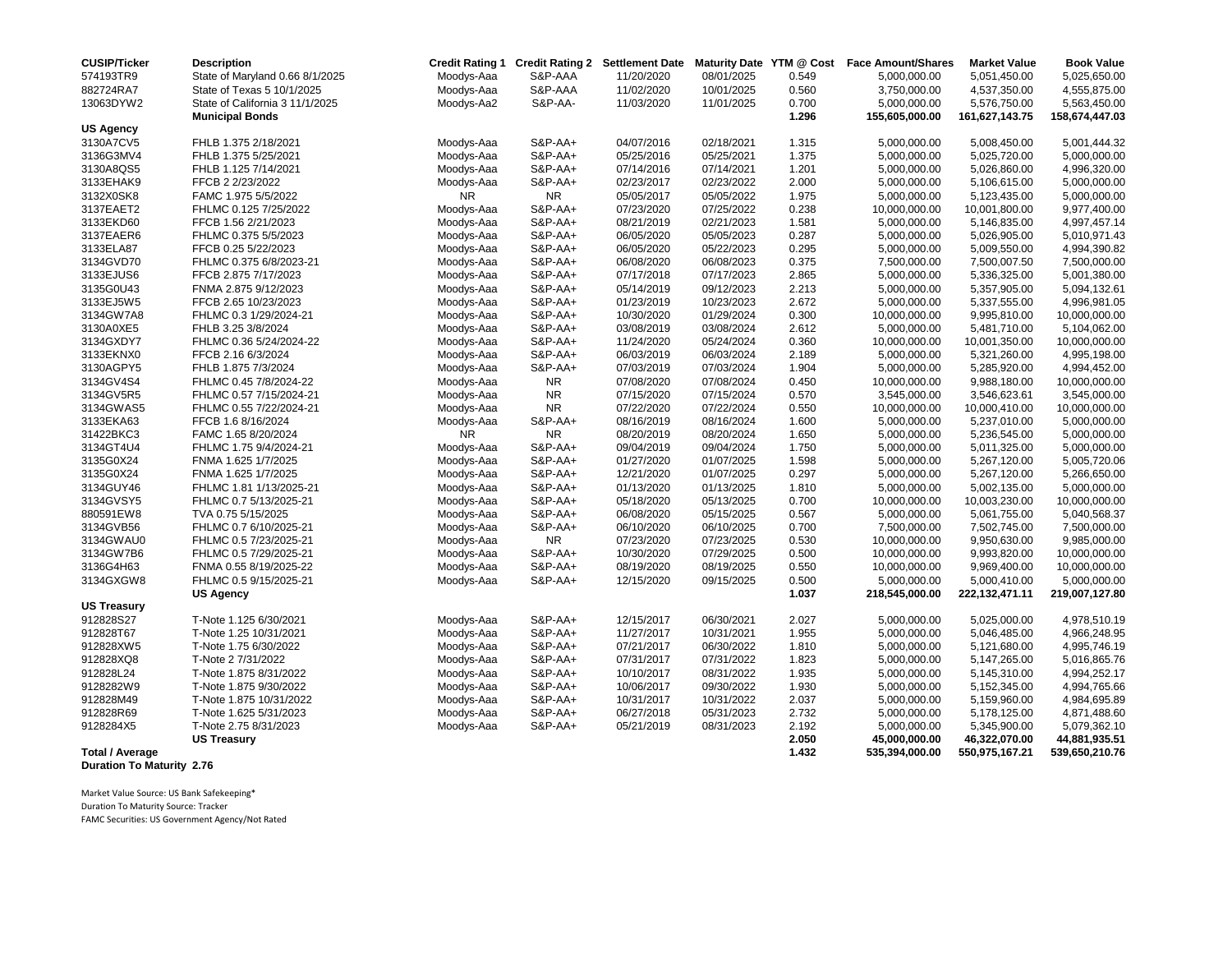| CUSIP/Ticker | Description | Credit Rating 1 | Credit Rating 2 | Settlement Date | Maturity Date | YTM @ Cost | Face Amount/Shares | Market Value | Book Value |
|---|---|---|---|---|---|---|---|---|---|
| 574193TR9 | State of Maryland 0.66 8/1/2025 | Moodys-Aaa | S&P-AAA | 11/20/2020 | 08/01/2025 | 0.549 | 5,000,000.00 | 5,051,450.00 | 5,025,650.00 |
| 882724RA7 | State of Texas 5 10/1/2025 | Moodys-Aaa | S&P-AAA | 11/02/2020 | 10/01/2025 | 0.560 | 3,750,000.00 | 4,537,350.00 | 4,555,875.00 |
| 13063DYW2 | State of California 3 11/1/2025 | Moodys-Aa2 | S&P-AA- | 11/03/2020 | 11/01/2025 | 0.700 | 5,000,000.00 | 5,576,750.00 | 5,563,450.00 |
| | **Municipal Bonds** | | | | | **1.296** | **155,605,000.00** | **161,627,143.75** | **158,674,447.03** |
| **US Agency** | | | | | | | | | |
| 3130A7CV5 | FHLB 1.375 2/18/2021 | Moodys-Aaa | S&P-AA+ | 04/07/2016 | 02/18/2021 | 1.315 | 5,000,000.00 | 5,008,450.00 | 5,001,444.32 |
| 3136G3MV4 | FHLB 1.375 5/25/2021 | Moodys-Aaa | S&P-AA+ | 05/25/2016 | 05/25/2021 | 1.375 | 5,000,000.00 | 5,025,720.00 | 5,000,000.00 |
| 3130A8QS5 | FHLB 1.125 7/14/2021 | Moodys-Aaa | S&P-AA+ | 07/14/2016 | 07/14/2021 | 1.201 | 5,000,000.00 | 5,026,860.00 | 4,996,320.00 |
| 3133EHAK9 | FFCB 2 2/23/2022 | Moodys-Aaa | S&P-AA+ | 02/23/2017 | 02/23/2022 | 2.000 | 5,000,000.00 | 5,106,615.00 | 5,000,000.00 |
| 3132X0SK8 | FAMC 1.975 5/5/2022 | NR | NR | 05/05/2017 | 05/05/2022 | 1.975 | 5,000,000.00 | 5,123,435.00 | 5,000,000.00 |
| 3137EAET2 | FHLMC 0.125 7/25/2022 | Moodys-Aaa | S&P-AA+ | 07/23/2020 | 07/25/2022 | 0.238 | 10,000,000.00 | 10,001,800.00 | 9,977,400.00 |
| 3133EKD60 | FFCB 1.56 2/21/2023 | Moodys-Aaa | S&P-AA+ | 08/21/2019 | 02/21/2023 | 1.581 | 5,000,000.00 | 5,146,835.00 | 4,997,457.14 |
| 3137EAER6 | FHLMC 0.375 5/5/2023 | Moodys-Aaa | S&P-AA+ | 06/05/2020 | 05/05/2023 | 0.287 | 5,000,000.00 | 5,026,905.00 | 5,010,971.43 |
| 3133ELA87 | FFCB 0.25 5/22/2023 | Moodys-Aaa | S&P-AA+ | 06/05/2020 | 05/22/2023 | 0.295 | 5,000,000.00 | 5,009,550.00 | 4,994,390.82 |
| 3134GVD70 | FHLMC 0.375 6/8/2023-21 | Moodys-Aaa | S&P-AA+ | 06/08/2020 | 06/08/2023 | 0.375 | 7,500,000.00 | 7,500,007.50 | 7,500,000.00 |
| 3133EJUS6 | FFCB 2.875 7/17/2023 | Moodys-Aaa | S&P-AA+ | 07/17/2018 | 07/17/2023 | 2.865 | 5,000,000.00 | 5,336,325.00 | 5,001,380.00 |
| 3135G0U43 | FNMA 2.875 9/12/2023 | Moodys-Aaa | S&P-AA+ | 05/14/2019 | 09/12/2023 | 2.213 | 5,000,000.00 | 5,357,905.00 | 5,094,132.61 |
| 3133EJ5W5 | FFCB 2.65 10/23/2023 | Moodys-Aaa | S&P-AA+ | 01/23/2019 | 10/23/2023 | 2.672 | 5,000,000.00 | 5,337,555.00 | 4,996,981.05 |
| 3134GW7A8 | FHLMC 0.3 1/29/2024-21 | Moodys-Aaa | S&P-AA+ | 10/30/2020 | 01/29/2024 | 0.300 | 10,000,000.00 | 9,995,810.00 | 10,000,000.00 |
| 3130A0XE5 | FHLB 3.25 3/8/2024 | Moodys-Aaa | S&P-AA+ | 03/08/2019 | 03/08/2024 | 2.612 | 5,000,000.00 | 5,481,710.00 | 5,104,062.00 |
| 3134GXDY7 | FHLMC 0.36 5/24/2024-22 | Moodys-Aaa | S&P-AA+ | 11/24/2020 | 05/24/2024 | 0.360 | 10,000,000.00 | 10,001,350.00 | 10,000,000.00 |
| 3133EKNX0 | FFCB 2.16 6/3/2024 | Moodys-Aaa | S&P-AA+ | 06/03/2019 | 06/03/2024 | 2.189 | 5,000,000.00 | 5,321,260.00 | 4,995,198.00 |
| 3130AGPY5 | FHLB 1.875 7/3/2024 | Moodys-Aaa | S&P-AA+ | 07/03/2019 | 07/03/2024 | 1.904 | 5,000,000.00 | 5,285,920.00 | 4,994,452.00 |
| 3134GV4S4 | FHLMC 0.45 7/8/2024-22 | Moodys-Aaa | NR | 07/08/2020 | 07/08/2024 | 0.450 | 10,000,000.00 | 9,988,180.00 | 10,000,000.00 |
| 3134GV5R5 | FHLMC 0.57 7/15/2024-21 | Moodys-Aaa | NR | 07/15/2020 | 07/15/2024 | 0.570 | 3,545,000.00 | 3,546,623.61 | 3,545,000.00 |
| 3134GWAS5 | FHLMC 0.55 7/22/2024-21 | Moodys-Aaa | NR | 07/22/2020 | 07/22/2024 | 0.550 | 10,000,000.00 | 10,000,410.00 | 10,000,000.00 |
| 3133EKA63 | FFCB 1.6 8/16/2024 | Moodys-Aaa | S&P-AA+ | 08/16/2019 | 08/16/2024 | 1.600 | 5,000,000.00 | 5,237,010.00 | 5,000,000.00 |
| 31422BKC3 | FAMC 1.65 8/20/2024 | NR | NR | 08/20/2019 | 08/20/2024 | 1.650 | 5,000,000.00 | 5,236,545.00 | 5,000,000.00 |
| 3134GT4U4 | FHLMC 1.75 9/4/2024-21 | Moodys-Aaa | S&P-AA+ | 09/04/2019 | 09/04/2024 | 1.750 | 5,000,000.00 | 5,011,325.00 | 5,000,000.00 |
| 3135G0X24 | FNMA 1.625 1/7/2025 | Moodys-Aaa | S&P-AA+ | 01/27/2020 | 01/07/2025 | 1.598 | 5,000,000.00 | 5,267,120.00 | 5,005,720.06 |
| 3135G0X24 | FNMA 1.625 1/7/2025 | Moodys-Aaa | S&P-AA+ | 12/21/2020 | 01/07/2025 | 0.297 | 5,000,000.00 | 5,267,120.00 | 5,266,650.00 |
| 3134GUY46 | FHLMC 1.81 1/13/2025-21 | Moodys-Aaa | S&P-AA+ | 01/13/2020 | 01/13/2025 | 1.810 | 5,000,000.00 | 5,002,135.00 | 5,000,000.00 |
| 3134GVSY5 | FHLMC 0.7 5/13/2025-21 | Moodys-Aaa | S&P-AA+ | 05/18/2020 | 05/13/2025 | 0.700 | 10,000,000.00 | 10,003,230.00 | 10,000,000.00 |
| 880591EW8 | TVA 0.75 5/15/2025 | Moodys-Aaa | S&P-AA+ | 06/08/2020 | 05/15/2025 | 0.567 | 5,000,000.00 | 5,061,755.00 | 5,040,568.37 |
| 3134GVB56 | FHLMC 0.7 6/10/2025-21 | Moodys-Aaa | S&P-AA+ | 06/10/2020 | 06/10/2025 | 0.700 | 7,500,000.00 | 7,502,745.00 | 7,500,000.00 |
| 3134GWAU0 | FHLMC 0.5 7/23/2025-21 | Moodys-Aaa | NR | 07/23/2020 | 07/23/2025 | 0.530 | 10,000,000.00 | 9,950,630.00 | 9,985,000.00 |
| 3134GW7B6 | FHLMC 0.5 7/29/2025-21 | Moodys-Aaa | S&P-AA+ | 10/30/2020 | 07/29/2025 | 0.500 | 10,000,000.00 | 9,993,820.00 | 10,000,000.00 |
| 3136G4H63 | FNMA 0.55 8/19/2025-22 | Moodys-Aaa | S&P-AA+ | 08/19/2020 | 08/19/2025 | 0.550 | 10,000,000.00 | 9,969,400.00 | 10,000,000.00 |
| 3134GXGW8 | FHLMC 0.5 9/15/2025-21 | Moodys-Aaa | S&P-AA+ | 12/15/2020 | 09/15/2025 | 0.500 | 5,000,000.00 | 5,000,410.00 | 5,000,000.00 |
| | **US Agency** | | | | | **1.037** | **218,545,000.00** | **222,132,471.11** | **219,007,127.80** |
| **US Treasury** | | | | | | | | | |
| 912828S27 | T-Note 1.125 6/30/2021 | Moodys-Aaa | S&P-AA+ | 12/15/2017 | 06/30/2021 | 2.027 | 5,000,000.00 | 5,025,000.00 | 4,978,510.19 |
| 912828T67 | T-Note 1.25 10/31/2021 | Moodys-Aaa | S&P-AA+ | 11/27/2017 | 10/31/2021 | 1.955 | 5,000,000.00 | 5,046,485.00 | 4,966,248.95 |
| 912828XW5 | T-Note 1.75 6/30/2022 | Moodys-Aaa | S&P-AA+ | 07/21/2017 | 06/30/2022 | 1.810 | 5,000,000.00 | 5,121,680.00 | 4,995,746.19 |
| 912828XQ8 | T-Note 2 7/31/2022 | Moodys-Aaa | S&P-AA+ | 07/31/2017 | 07/31/2022 | 1.823 | 5,000,000.00 | 5,147,265.00 | 5,016,865.76 |
| 912828L24 | T-Note 1.875 8/31/2022 | Moodys-Aaa | S&P-AA+ | 10/10/2017 | 08/31/2022 | 1.935 | 5,000,000.00 | 5,145,310.00 | 4,994,252.17 |
| 9128282W9 | T-Note 1.875 9/30/2022 | Moodys-Aaa | S&P-AA+ | 10/06/2017 | 09/30/2022 | 1.930 | 5,000,000.00 | 5,152,345.00 | 4,994,765.66 |
| 912828M49 | T-Note 1.875 10/31/2022 | Moodys-Aaa | S&P-AA+ | 10/31/2017 | 10/31/2022 | 2.037 | 5,000,000.00 | 5,159,960.00 | 4,984,695.89 |
| 912828R69 | T-Note 1.625 5/31/2023 | Moodys-Aaa | S&P-AA+ | 06/27/2018 | 05/31/2023 | 2.732 | 5,000,000.00 | 5,178,125.00 | 4,871,488.60 |
| 9128284X5 | T-Note 2.75 8/31/2023 | Moodys-Aaa | S&P-AA+ | 05/21/2019 | 08/31/2023 | 2.192 | 5,000,000.00 | 5,345,900.00 | 5,079,362.10 |
| | **US Treasury** | | | | | **2.050** | **45,000,000.00** | **46,322,070.00** | **44,881,935.51** |
| **Total / Average** | | | | | | **1.432** | **535,394,000.00** | **550,975,167.21** | **539,650,210.76** |
| **Duration To Maturity 2.76** | | | | | | | | | |

Market Value Source: US Bank Safekeeping*

Duration To Maturity Source: Tracker

FAMC Securities: US Government Agency/Not Rated